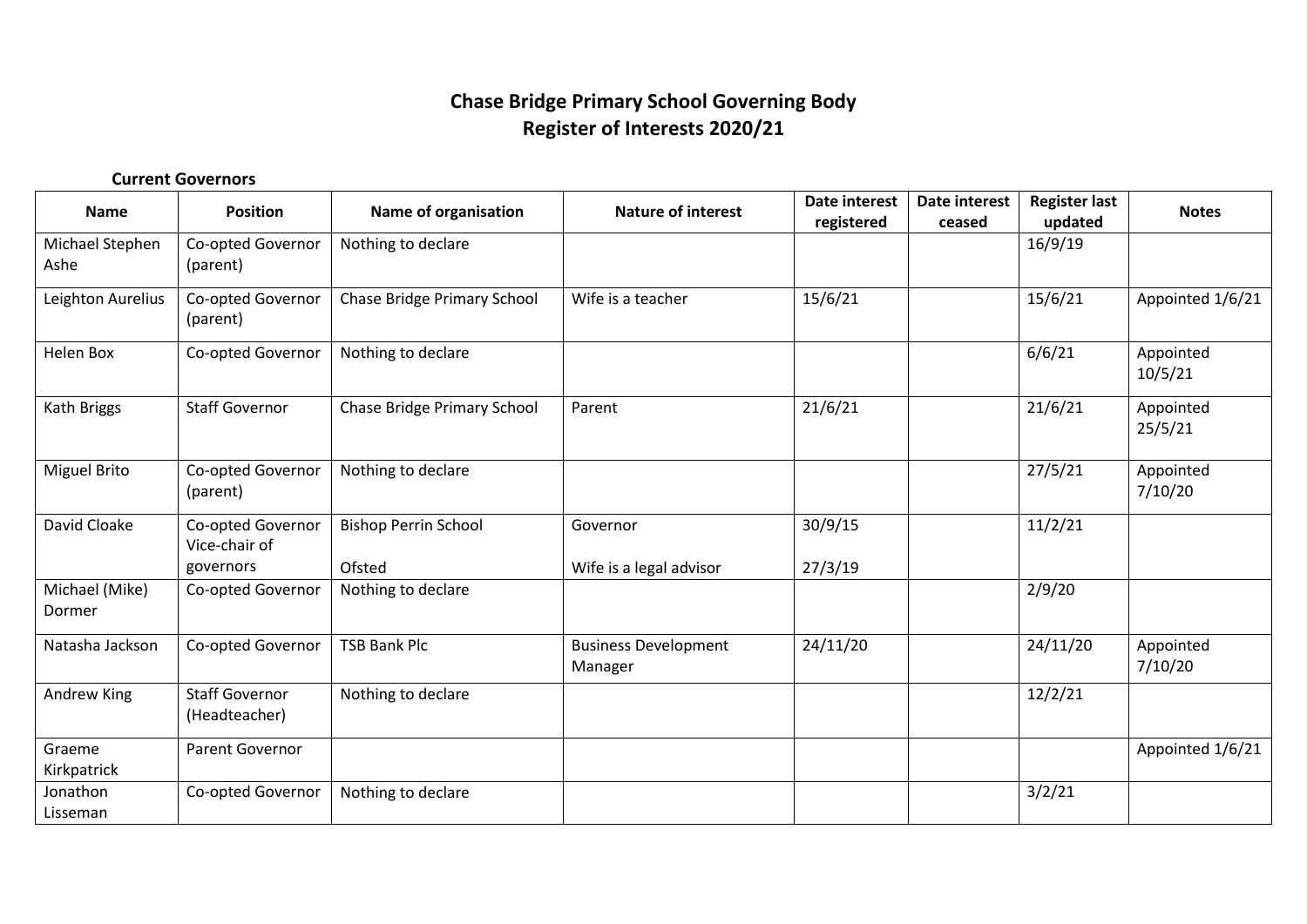# Chase Bridge Primary School Governing Body
# Register of Interests 2020/21

**Current Governors**

| Name | Position | Name of organisation | Nature of interest | Date interest registered | Date interest ceased | Register last updated | Notes |
|---|---|---|---|---|---|---|---|
| Michael Stephen Ashe | Co-opted Governor (parent) | Nothing to declare | | | | 16/9/19 | |
| Leighton Aurelius | Co-opted Governor (parent) | Chase Bridge Primary School | Wife is a teacher | 15/6/21 | | 15/6/21 | Appointed 1/6/21 |
| Helen Box | Co-opted Governor | Nothing to declare | | | | 6/6/21 | Appointed 10/5/21 |
| Kath Briggs | Staff Governor | Chase Bridge Primary School | Parent | 21/6/21 | | 21/6/21 | Appointed 25/5/21 |
| Miguel Brito | Co-opted Governor (parent) | Nothing to declare | | | | 27/5/21 | Appointed 7/10/20 |
| David Cloake | Co-opted Governor Vice-chair of governors | Bishop Perrin School<br><br>Ofsted | Governor<br><br>Wife is a legal advisor | 30/9/15<br><br>27/3/19 | | 11/2/21 | |
| Michael (Mike) Dormer | Co-opted Governor | Nothing to declare | | | | 2/9/20 | |
| Natasha Jackson | Co-opted Governor | TSB Bank Plc | Business Development Manager | 24/11/20 | | 24/11/20 | Appointed 7/10/20 |
| Andrew King | Staff Governor (Headteacher) | Nothing to declare | | | | 12/2/21 | |
| Graeme Kirkpatrick | Parent Governor | | | | | | Appointed 1/6/21 |
| Jonathon Lisseman | Co-opted Governor | Nothing to declare | | | | 3/2/21 | |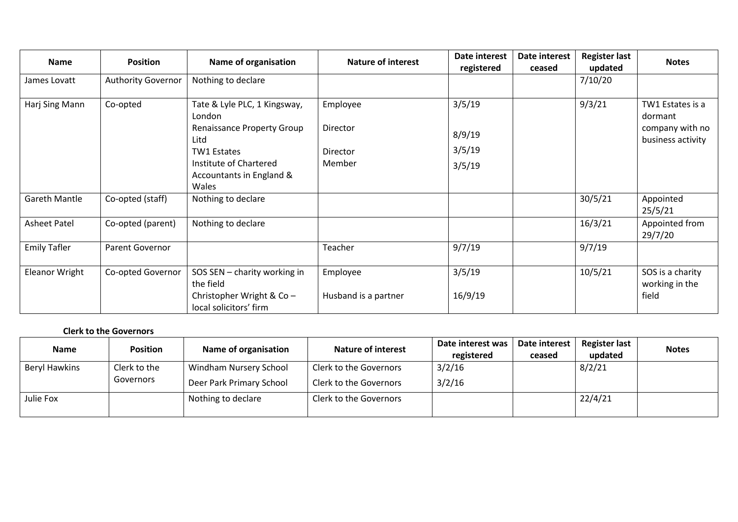| Name | Position | Name of organisation | Nature of interest | Date interest registered | Date interest ceased | Register last updated | Notes |
|---|---|---|---|---|---|---|---|
| James Lovatt | Authority Governor | Nothing to declare | | | | 7/10/20 | |
| Harj Sing Mann | Co-opted | Tate & Lyle PLC, 1 Kingsway, London<br>Renaissance Property Group Litd<br>TW1 Estates<br>Institute of Chartered Accountants in England & Wales | Employee<br>Director<br>Director<br>Member | 3/5/19<br>8/9/19<br>3/5/19<br>3/5/19 | | 9/3/21 | TW1 Estates is a dormant company with no business activity |
| Gareth Mantle | Co-opted (staff) | Nothing to declare | | | | 30/5/21 | Appointed 25/5/21 |
| Asheet Patel | Co-opted (parent) | Nothing to declare | | | | 16/3/21 | Appointed from 29/7/20 |
| Emily Tafler | Parent Governor | | Teacher | 9/7/19 | | 9/7/19 | |
| Eleanor Wright | Co-opted Governor | SOS SEN – charity working in the field<br>Christopher Wright & Co – local solicitors' firm | Employee<br>Husband is a partner | 3/5/19<br>16/9/19 | | 10/5/21 | SOS is a charity working in the field |

**Clerk to the Governors**

| Name | Position | Name of organisation | Nature of interest | Date interest was registered | Date interest ceased | Register last updated | Notes |
|---|---|---|---|---|---|---|---|
| Beryl Hawkins | Clerk to the Governors | Windham Nursery School<br>Deer Park Primary School | Clerk to the Governors<br>Clerk to the Governors | 3/2/16<br>3/2/16 | | 8/2/21 | |
| Julie Fox | | Nothing to declare | Clerk to the Governors | | | 22/4/21 | |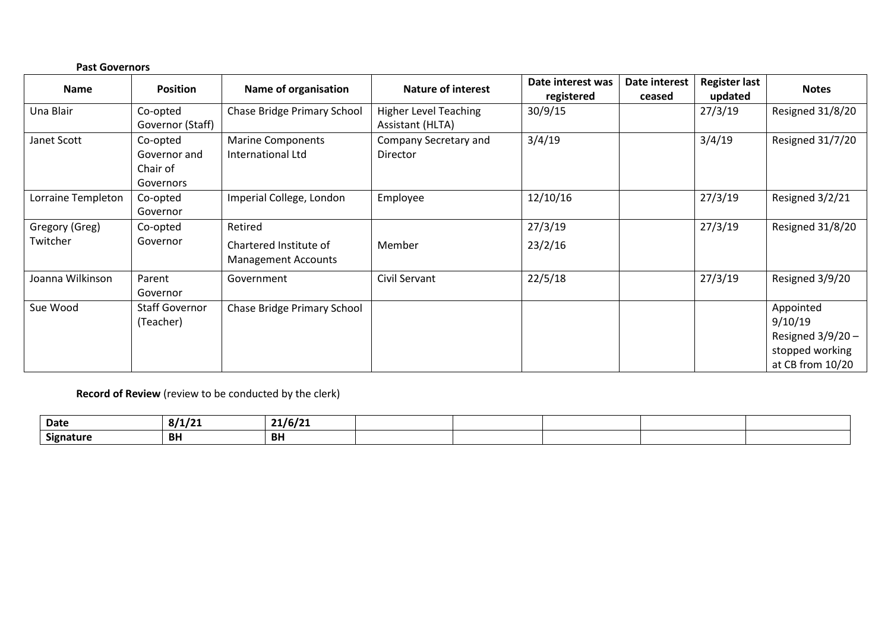**Past Governors**

| Name | Position | Name of organisation | Nature of interest | Date interest was registered | Date interest ceased | Register last updated | Notes |
|---|---|---|---|---|---|---|---|
| Una Blair | Co-opted Governor (Staff) | Chase Bridge Primary School | Higher Level Teaching Assistant (HLTA) | 30/9/15 | | 27/3/19 | Resigned 31/8/20 |
| Janet Scott | Co-opted Governor and Chair of Governors | Marine Components International Ltd | Company Secretary and Director | 3/4/19 | | 3/4/19 | Resigned 31/7/20 |
| Lorraine Templeton | Co-opted Governor | Imperial College, London | Employee | 12/10/16 | | 27/3/19 | Resigned 3/2/21 |
| Gregory (Greg) Twitcher | Co-opted Governor | Retired<br>Chartered Institute of Management Accounts | <br>Member | 27/3/19<br>23/2/16 | | 27/3/19 | Resigned 31/8/20 |
| Joanna Wilkinson | Parent Governor | Government | Civil Servant | 22/5/18 | | 27/3/19 | Resigned 3/9/20 |
| Sue Wood | Staff Governor (Teacher) | Chase Bridge Primary School | | | | | Appointed 9/10/19 Resigned 3/9/20 – stopped working at CB from 10/20 |

**Record of Review** (review to be conducted by the clerk)

| | | | | | | | |
|---|---|---|---|---|---|---|---|
| **Date** | **8/1/21** | **21/6/21** | | | | | |
| **Signature** | **BH** | **BH** | | | | | |